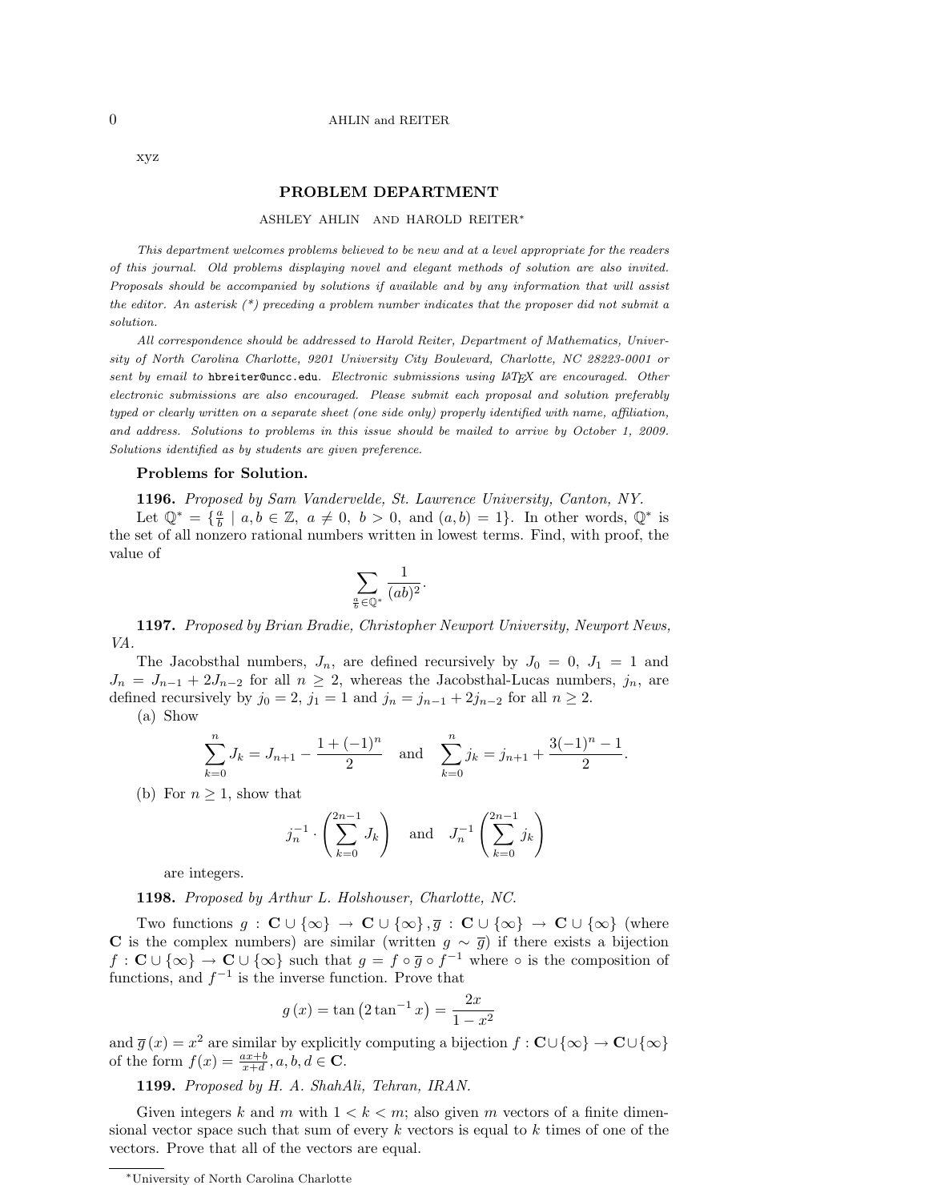xyz

## PROBLEM DEPARTMENT

ASHLEY AHLIN AND HAROLD REITER*

*This department welcomes problems believed to be new and at a level appropriate for the readers of this journal. Old problems displaying novel and elegant methods of solution are also invited. Proposals should be accompanied by solutions if available and by any information that will assist the editor. An asterisk (\*) preceding a problem number indicates that the proposer did not submit a solution.*

*All correspondence should be addressed to Harold Reiter, Department of Mathematics, University of North Carolina Charlotte, 9201 University City Boulevard, Charlotte, NC 28223-0001 or sent by email to* `hbreiter@uncc.edu`. *Electronic submissions using LaTeX are encouraged. Other electronic submissions are also encouraged. Please submit each proposal and solution preferably typed or clearly written on a separate sheet (one side only) properly identified with name, affiliation, and address. Solutions to problems in this issue should be mailed to arrive by October 1, 2009. Solutions identified as by students are given preference.*

### Problems for Solution.

**1196.** *Proposed by Sam Vandervelde, St. Lawrence University, Canton, NY.*

Let $\mathbb{Q}^* = \{\frac{a}{b} \mid a, b \in \mathbb{Z},\ a \neq 0,\ b > 0, \text{ and } (a, b) = 1\}$. In other words, $\mathbb{Q}^*$ is the set of all nonzero rational numbers written in lowest terms. Find, with proof, the value of

$$\sum_{\frac{a}{b} \in \mathbb{Q}^*} \frac{1}{(ab)^2}.$$

**1197.** *Proposed by Brian Bradie, Christopher Newport University, Newport News, VA.*

The Jacobsthal numbers, $J_n$, are defined recursively by $J_0 = 0$, $J_1 = 1$ and $J_n = J_{n-1} + 2J_{n-2}$ for all $n \geq 2$, whereas the Jacobsthal-Lucas numbers, $j_n$, are defined recursively by $j_0 = 2$, $j_1 = 1$ and $j_n = j_{n-1} + 2j_{n-2}$ for all $n \geq 2$.

(a) Show

$$\sum_{k=0}^{n} J_k = J_{n+1} - \frac{1 + (-1)^n}{2} \quad \text{and} \quad \sum_{k=0}^{n} j_k = j_{n+1} + \frac{3(-1)^n - 1}{2}.$$

(b) For $n \geq 1$, show that

$$j_n^{-1} \cdot \left( \sum_{k=0}^{2n-1} J_k \right) \quad \text{and} \quad J_n^{-1} \left( \sum_{k=0}^{2n-1} j_k \right)$$

are integers.

**1198.** *Proposed by Arthur L. Holshouser, Charlotte, NC.*

Two functions $g : \mathbf{C} \cup \{\infty\} \to \mathbf{C} \cup \{\infty\}, \overline{g} : \mathbf{C} \cup \{\infty\} \to \mathbf{C} \cup \{\infty\}$ (where $\mathbf{C}$ is the complex numbers) are similar (written $g \sim \overline{g}$) if there exists a bijection $f : \mathbf{C} \cup \{\infty\} \to \mathbf{C} \cup \{\infty\}$ such that $g = f \circ \overline{g} \circ f^{-1}$ where $\circ$ is the composition of functions, and $f^{-1}$ is the inverse function. Prove that

$$g(x) = \tan\left(2 \tan^{-1} x\right) = \frac{2x}{1 - x^2}$$

and $\overline{g}(x) = x^2$ are similar by explicitly computing a bijection $f : \mathbf{C} \cup \{\infty\} \to \mathbf{C} \cup \{\infty\}$ of the form $f(x) = \frac{ax+b}{x+d}, a, b, d \in \mathbf{C}$.

**1199.** *Proposed by H. A. ShahAli, Tehran, IRAN.*

Given integers $k$ and $m$ with $1 < k < m$; also given $m$ vectors of a finite dimensional vector space such that sum of every $k$ vectors is equal to $k$ times of one of the vectors. Prove that all of the vectors are equal.

*University of North Carolina Charlotte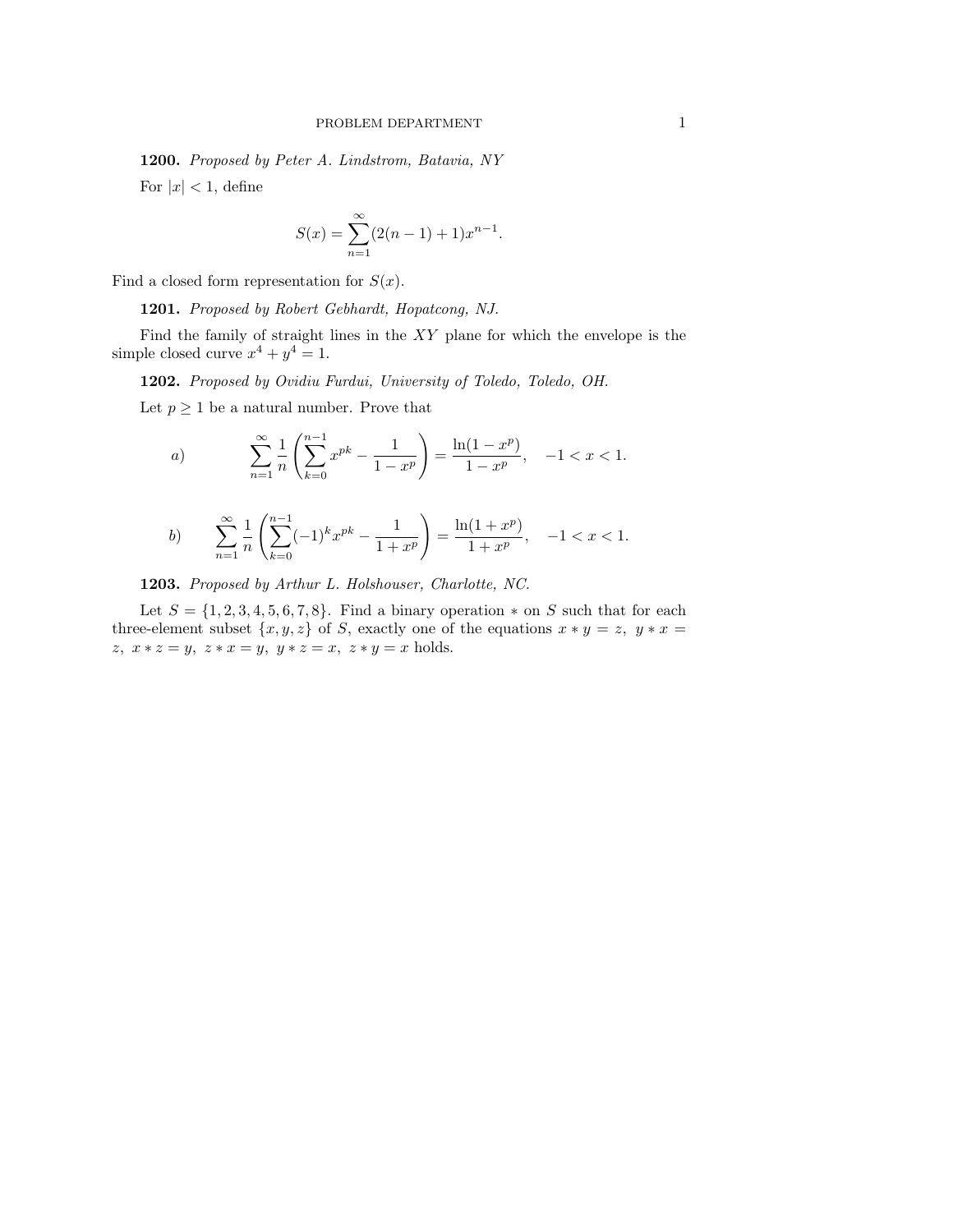**1200.** *Proposed by Peter A. Lindstrom, Batavia, NY*

For $|x| < 1$, define

$$S(x) = \sum_{n=1}^{\infty} (2(n-1)+1)x^{n-1}.$$

Find a closed form representation for $S(x)$.

**1201.** *Proposed by Robert Gebhardt, Hopatcong, NJ.*

Find the family of straight lines in the $XY$ plane for which the envelope is the simple closed curve $x^4 + y^4 = 1$.

**1202.** *Proposed by Ovidiu Furdui, University of Toledo, Toledo, OH.*

Let $p \geq 1$ be a natural number. Prove that

$$a) \qquad \sum_{n=1}^{\infty} \frac{1}{n} \left( \sum_{k=0}^{n-1} x^{pk} - \frac{1}{1-x^p} \right) = \frac{\ln(1-x^p)}{1-x^p}, \quad -1 < x < 1.$$

$$b) \qquad \sum_{n=1}^{\infty} \frac{1}{n} \left( \sum_{k=0}^{n-1} (-1)^k x^{pk} - \frac{1}{1+x^p} \right) = \frac{\ln(1+x^p)}{1+x^p}, \quad -1 < x < 1.$$

**1203.** *Proposed by Arthur L. Holshouser, Charlotte, NC.*

Let $S = \{1, 2, 3, 4, 5, 6, 7, 8\}$. Find a binary operation $*$ on $S$ such that for each three-element subset $\{x, y, z\}$ of $S$, exactly one of the equations $x * y = z$, $y * x = z$, $x * z = y$, $z * x = y$, $y * z = x$, $z * y = x$ holds.